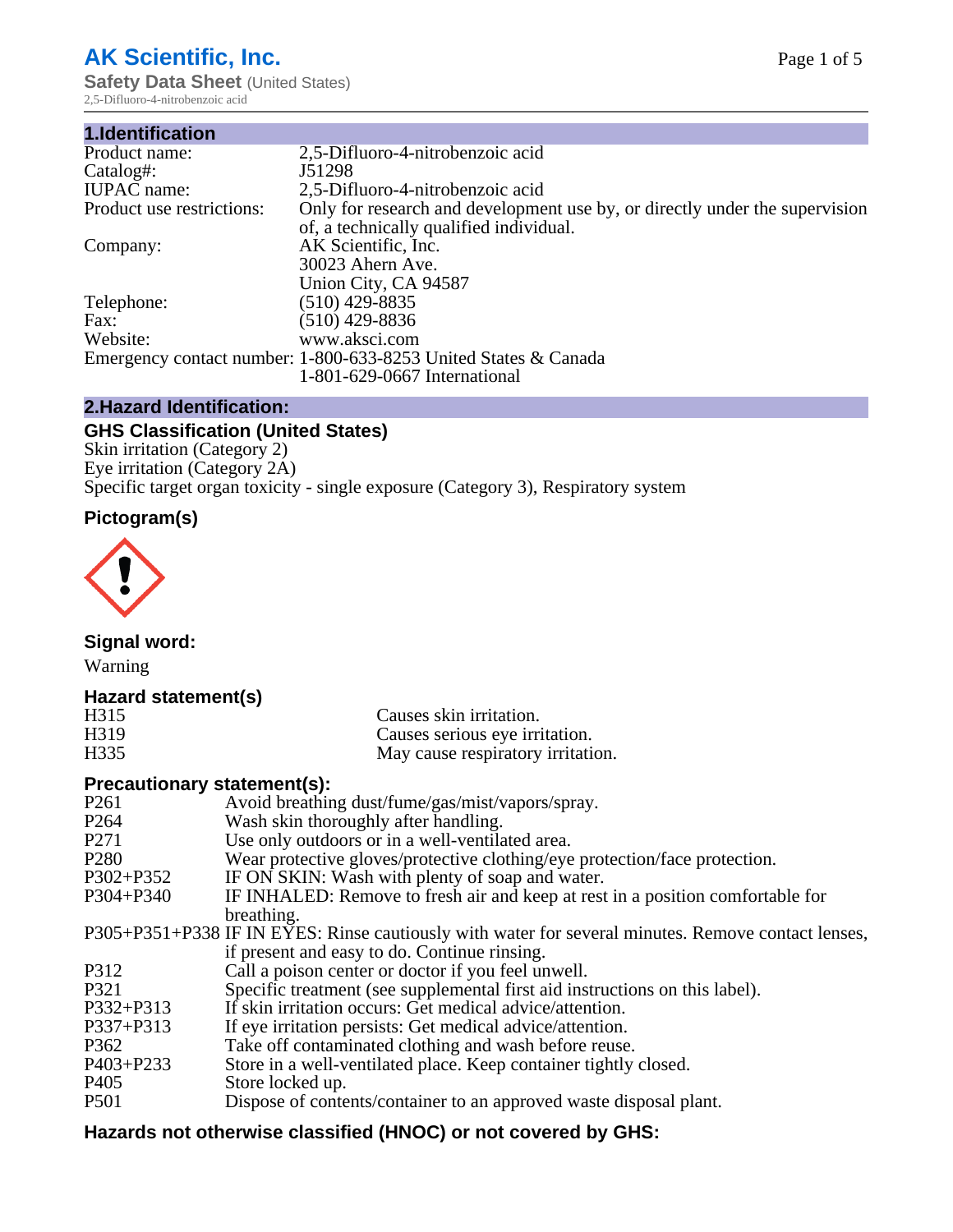# AK Scientific, Inc.

**Safety Data Sheet** (United States)

2,5-Difluoro-4-nitrobenzoic acid

## 1.Identification

| | |
|---|---|
| Product name: | 2,5-Difluoro-4-nitrobenzoic acid |
| Catalog#: | J51298 |
| IUPAC name: | 2,5-Difluoro-4-nitrobenzoic acid |
| Product use restrictions: | Only for research and development use by, or directly under the supervision of, a technically qualified individual. |
| Company: | AK Scientific, Inc.<br>30023 Ahern Ave.<br>Union City, CA 94587 |
| Telephone: | (510) 429-8835 |
| Fax: | (510) 429-8836 |
| Website: | www.aksci.com |
| Emergency contact number: | 1-800-633-8253 United States & Canada<br>1-801-629-0667 International |

## 2.Hazard Identification:

### GHS Classification (United States)

Skin irritation (Category 2)
Eye irritation (Category 2A)
Specific target organ toxicity - single exposure (Category 3), Respiratory system

### Pictogram(s)

### Signal word:

Warning

### Hazard statement(s)

| | |
|---|---|
| H315 | Causes skin irritation. |
| H319 | Causes serious eye irritation. |
| H335 | May cause respiratory irritation. |

### Precautionary statement(s):

| | |
|---|---|
| P261 | Avoid breathing dust/fume/gas/mist/vapors/spray. |
| P264 | Wash skin thoroughly after handling. |
| P271 | Use only outdoors or in a well-ventilated area. |
| P280 | Wear protective gloves/protective clothing/eye protection/face protection. |
| P302+P352 | IF ON SKIN: Wash with plenty of soap and water. |
| P304+P340 | IF INHALED: Remove to fresh air and keep at rest in a position comfortable for breathing. |
| P305+P351+P338 | IF IN EYES: Rinse cautiously with water for several minutes. Remove contact lenses, if present and easy to do. Continue rinsing. |
| P312 | Call a poison center or doctor if you feel unwell. |
| P321 | Specific treatment (see supplemental first aid instructions on this label). |
| P332+P313 | If skin irritation occurs: Get medical advice/attention. |
| P337+P313 | If eye irritation persists: Get medical advice/attention. |
| P362 | Take off contaminated clothing and wash before reuse. |
| P403+P233 | Store in a well-ventilated place. Keep container tightly closed. |
| P405 | Store locked up. |
| P501 | Dispose of contents/container to an approved waste disposal plant. |

### Hazards not otherwise classified (HNOC) or not covered by GHS: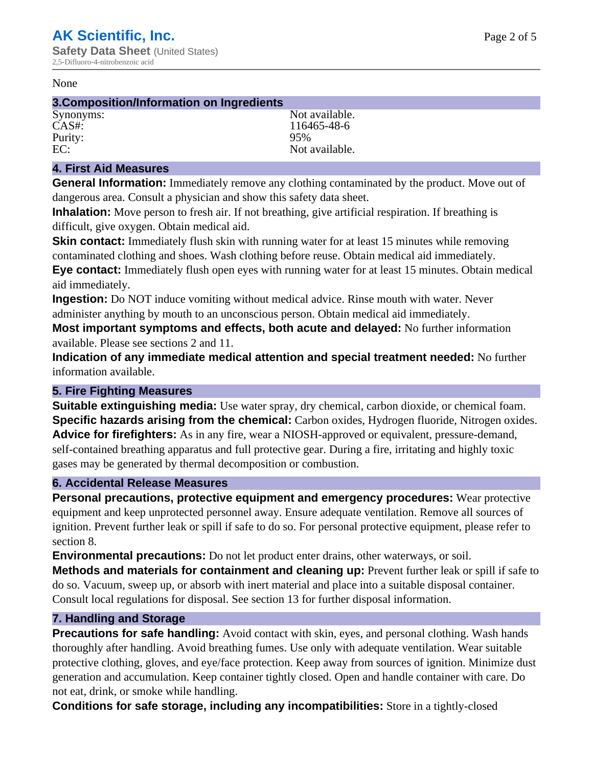None

## 3.Composition/Information on Ingredients

| | |
|---|---|
| Synonyms: | Not available. |
| CAS#: | 116465-48-6 |
| Purity: | 95% |
| EC: | Not available. |

## 4. First Aid Measures

**General Information:** Immediately remove any clothing contaminated by the product. Move out of dangerous area. Consult a physician and show this safety data sheet.

**Inhalation:** Move person to fresh air. If not breathing, give artificial respiration. If breathing is difficult, give oxygen. Obtain medical aid.

**Skin contact:** Immediately flush skin with running water for at least 15 minutes while removing contaminated clothing and shoes. Wash clothing before reuse. Obtain medical aid immediately.

**Eye contact:** Immediately flush open eyes with running water for at least 15 minutes. Obtain medical aid immediately.

**Ingestion:** Do NOT induce vomiting without medical advice. Rinse mouth with water. Never administer anything by mouth to an unconscious person. Obtain medical aid immediately.

**Most important symptoms and effects, both acute and delayed:** No further information available. Please see sections 2 and 11.

**Indication of any immediate medical attention and special treatment needed:** No further information available.

## 5. Fire Fighting Measures

**Suitable extinguishing media:** Use water spray, dry chemical, carbon dioxide, or chemical foam.

**Specific hazards arising from the chemical:** Carbon oxides, Hydrogen fluoride, Nitrogen oxides.

**Advice for firefighters:** As in any fire, wear a NIOSH-approved or equivalent, pressure-demand, self-contained breathing apparatus and full protective gear. During a fire, irritating and highly toxic gases may be generated by thermal decomposition or combustion.

## 6. Accidental Release Measures

**Personal precautions, protective equipment and emergency procedures:** Wear protective equipment and keep unprotected personnel away. Ensure adequate ventilation. Remove all sources of ignition. Prevent further leak or spill if safe to do so. For personal protective equipment, please refer to section 8.

**Environmental precautions:** Do not let product enter drains, other waterways, or soil.

**Methods and materials for containment and cleaning up:** Prevent further leak or spill if safe to do so. Vacuum, sweep up, or absorb with inert material and place into a suitable disposal container. Consult local regulations for disposal. See section 13 for further disposal information.

## 7. Handling and Storage

**Precautions for safe handling:** Avoid contact with skin, eyes, and personal clothing. Wash hands thoroughly after handling. Avoid breathing fumes. Use only with adequate ventilation. Wear suitable protective clothing, gloves, and eye/face protection. Keep away from sources of ignition. Minimize dust generation and accumulation. Keep container tightly closed. Open and handle container with care. Do not eat, drink, or smoke while handling.

**Conditions for safe storage, including any incompatibilities:** Store in a tightly-closed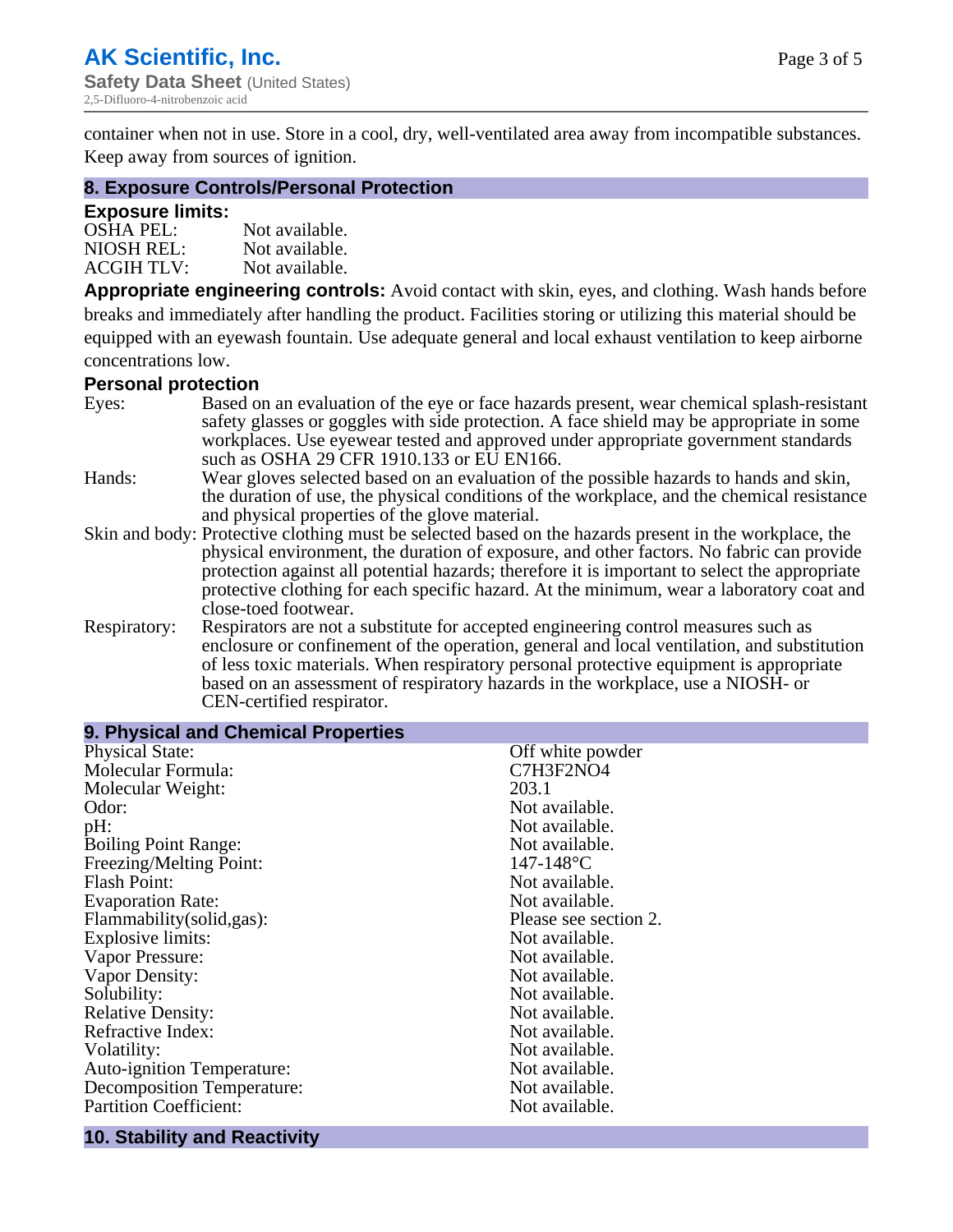container when not in use. Store in a cool, dry, well-ventilated area away from incompatible substances. Keep away from sources of ignition.

## 8. Exposure Controls/Personal Protection

### Exposure limits:

| | |
|---|---|
| OSHA PEL: | Not available. |
| NIOSH REL: | Not available. |
| ACGIH TLV: | Not available. |

**Appropriate engineering controls:** Avoid contact with skin, eyes, and clothing. Wash hands before breaks and immediately after handling the product. Facilities storing or utilizing this material should be equipped with an eyewash fountain. Use adequate general and local exhaust ventilation to keep airborne concentrations low.

### Personal protection

| | |
|---|---|
| Eyes: | Based on an evaluation of the eye or face hazards present, wear chemical splash-resistant safety glasses or goggles with side protection. A face shield may be appropriate in some workplaces. Use eyewear tested and approved under appropriate government standards such as OSHA 29 CFR 1910.133 or EU EN166. |
| Hands: | Wear gloves selected based on an evaluation of the possible hazards to hands and skin, the duration of use, the physical conditions of the workplace, and the chemical resistance and physical properties of the glove material. |
| Skin and body: | Protective clothing must be selected based on the hazards present in the workplace, the physical environment, the duration of exposure, and other factors. No fabric can provide protection against all potential hazards; therefore it is important to select the appropriate protective clothing for each specific hazard. At the minimum, wear a laboratory coat and close-toed footwear. |
| Respiratory: | Respirators are not a substitute for accepted engineering control measures such as enclosure or confinement of the operation, general and local ventilation, and substitution of less toxic materials. When respiratory personal protective equipment is appropriate based on an assessment of respiratory hazards in the workplace, use a NIOSH- or CEN-certified respirator. |

## 9. Physical and Chemical Properties

| | |
|---|---|
| Physical State: | Off white powder |
| Molecular Formula: | C7H3F2NO4 |
| Molecular Weight: | 203.1 |
| Odor: | Not available. |
| pH: | Not available. |
| Boiling Point Range: | Not available. |
| Freezing/Melting Point: | 147-148°C |
| Flash Point: | Not available. |
| Evaporation Rate: | Not available. |
| Flammability(solid,gas): | Please see section 2. |
| Explosive limits: | Not available. |
| Vapor Pressure: | Not available. |
| Vapor Density: | Not available. |
| Solubility: | Not available. |
| Relative Density: | Not available. |
| Refractive Index: | Not available. |
| Volatility: | Not available. |
| Auto-ignition Temperature: | Not available. |
| Decomposition Temperature: | Not available. |
| Partition Coefficient: | Not available. |

## 10. Stability and Reactivity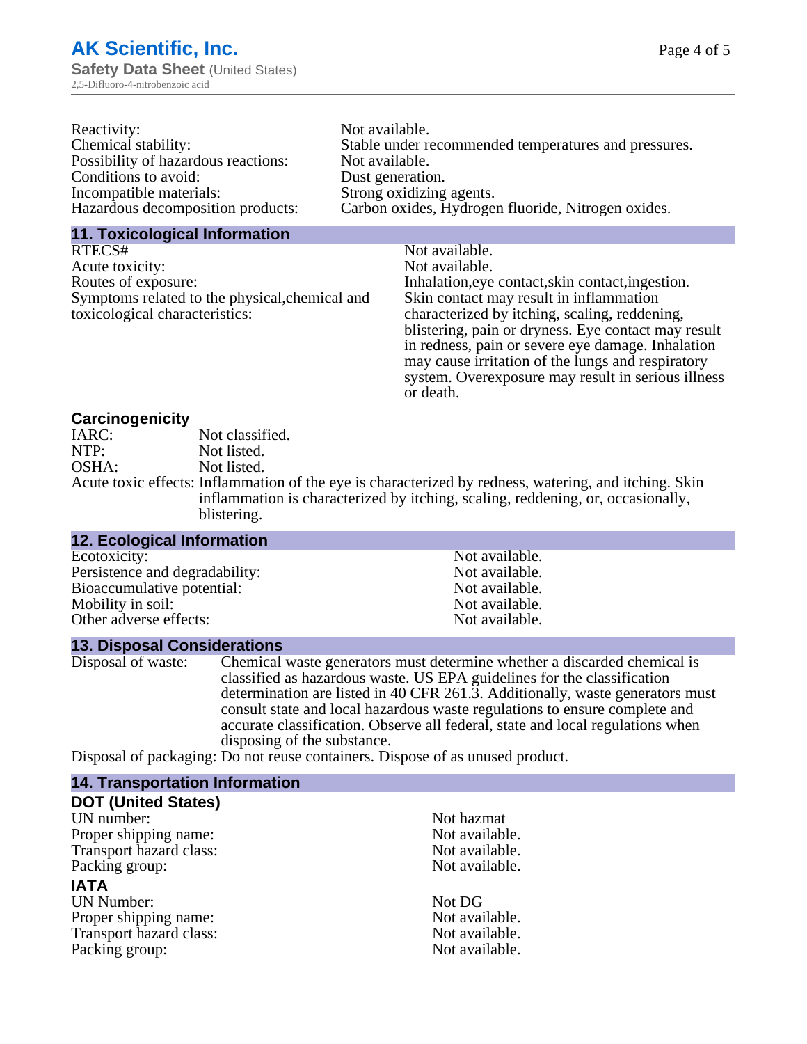| | |
|---|---|
| Reactivity: | Not available. |
| Chemical stability: | Stable under recommended temperatures and pressures. |
| Possibility of hazardous reactions: | Not available. |
| Conditions to avoid: | Dust generation. |
| Incompatible materials: | Strong oxidizing agents. |
| Hazardous decomposition products: | Carbon oxides, Hydrogen fluoride, Nitrogen oxides. |

## 11. Toxicological Information

| | |
|---|---|
| RTECS# | Not available. |
| Acute toxicity: | Not available. |
| Routes of exposure: | Inhalation,eye contact,skin contact,ingestion. |
| Symptoms related to the physical,chemical and toxicological characteristics: | Skin contact may result in inflammation characterized by itching, scaling, reddening, blistering, pain or dryness. Eye contact may result in redness, pain or severe eye damage. Inhalation may cause irritation of the lungs and respiratory system. Overexposure may result in serious illness or death. |

### Carcinogenicity

| | |
|---|---|
| IARC: | Not classified. |
| NTP: | Not listed. |
| OSHA: | Not listed. |
| Acute toxic effects: | Inflammation of the eye is characterized by redness, watering, and itching. Skin inflammation is characterized by itching, scaling, reddening, or, occasionally, blistering. |

## 12. Ecological Information

| | |
|---|---|
| Ecotoxicity: | Not available. |
| Persistence and degradability: | Not available. |
| Bioaccumulative potential: | Not available. |
| Mobility in soil: | Not available. |
| Other adverse effects: | Not available. |

## 13. Disposal Considerations

| | |
|---|---|
| Disposal of waste: | Chemical waste generators must determine whether a discarded chemical is classified as hazardous waste. US EPA guidelines for the classification determination are listed in 40 CFR 261.3. Additionally, waste generators must consult state and local hazardous waste regulations to ensure complete and accurate classification. Observe all federal, state and local regulations when disposing of the substance. |
| Disposal of packaging: | Do not reuse containers. Dispose of as unused product. |

## 14. Transportation Information

### DOT (United States)

| | |
|---|---|
| UN number: | Not hazmat |
| Proper shipping name: | Not available. |
| Transport hazard class: | Not available. |
| Packing group: | Not available. |

### IATA

| | |
|---|---|
| UN Number: | Not DG |
| Proper shipping name: | Not available. |
| Transport hazard class: | Not available. |
| Packing group: | Not available. |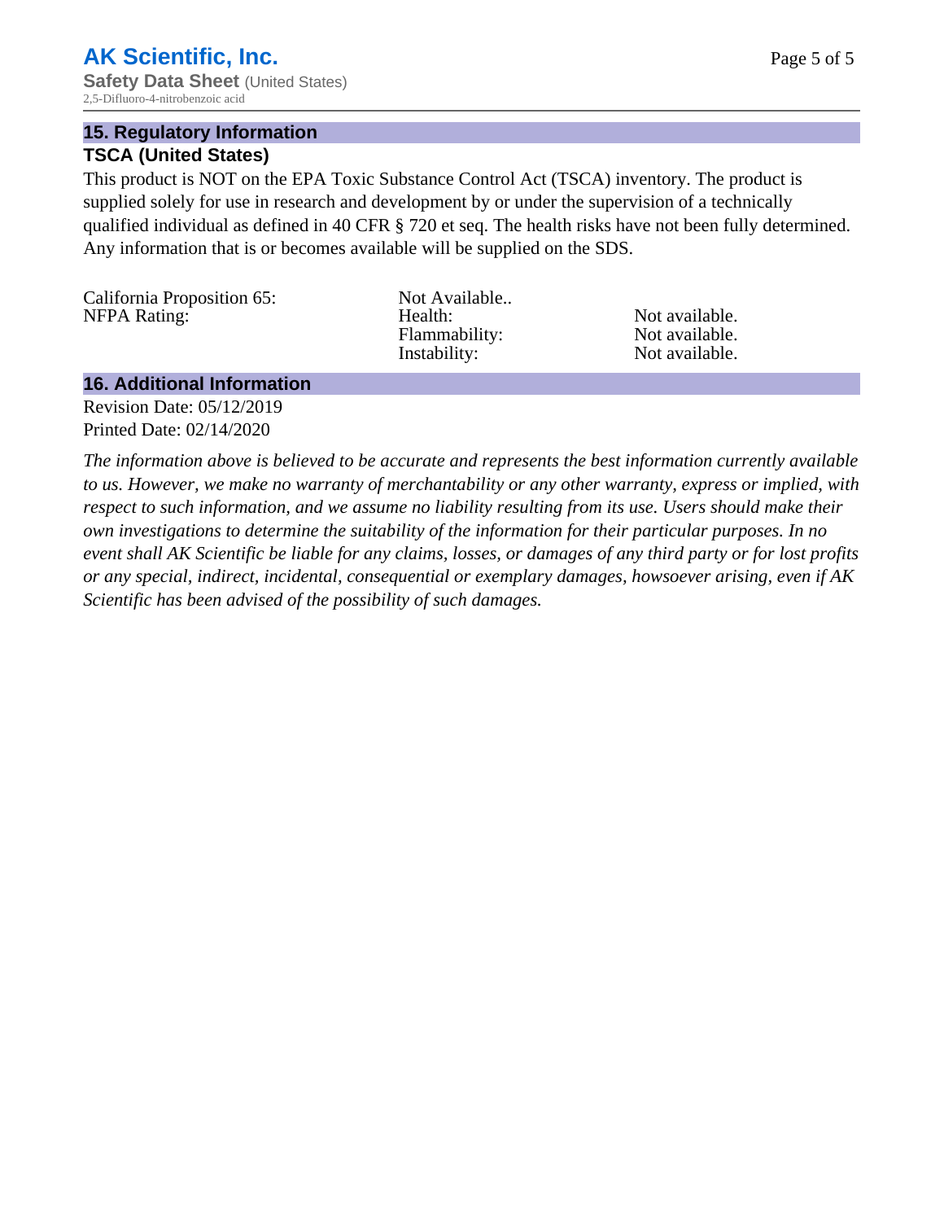## 15. Regulatory Information

### TSCA (United States)

This product is NOT on the EPA Toxic Substance Control Act (TSCA) inventory. The product is supplied solely for use in research and development by or under the supervision of a technically qualified individual as defined in 40 CFR § 720 et seq. The health risks have not been fully determined. Any information that is or becomes available will be supplied on the SDS.

| | | |
|---|---|---|
| California Proposition 65: | Not Available.. | |
| NFPA Rating: | Health: | Not available. |
| | Flammability: | Not available. |
| | Instability: | Not available. |

## 16. Additional Information

Revision Date: 05/12/2019
Printed Date: 02/14/2020

*The information above is believed to be accurate and represents the best information currently available to us. However, we make no warranty of merchantability or any other warranty, express or implied, with respect to such information, and we assume no liability resulting from its use. Users should make their own investigations to determine the suitability of the information for their particular purposes. In no event shall AK Scientific be liable for any claims, losses, or damages of any third party or for lost profits or any special, indirect, incidental, consequential or exemplary damages, howsoever arising, even if AK Scientific has been advised of the possibility of such damages.*